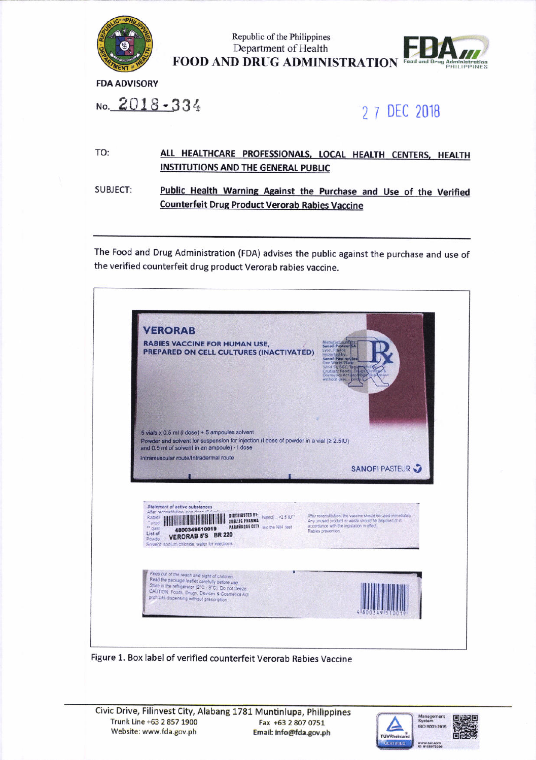Republic of the Philippines
Department of Health
**FOOD AND DRUG ADMINISTRATION**

**FDA ADVISORY**

No. 2018-334

27 DEC 2018

**TO:** **ALL HEALTHCARE PROFESSIONALS, LOCAL HEALTH CENTERS, HEALTH INSTITUTIONS AND THE GENERAL PUBLIC**

**SUBJECT:** **Public Health Warning Against the Purchase and Use of the Verified Counterfeit Drug Product Verorab Rabies Vaccine**

---

The Food and Drug Administration (FDA) advises the public against the purchase and use of the verified counterfeit drug product Verorab rabies vaccine.

Figure 1. Box label of verified counterfeit Verorab Rabies Vaccine

Civic Drive, Filinvest City, Alabang 1781 Muntinlupa, Philippines
Trunk Line +63 2 857 1900
Fax +63 2 807 0751
Website: www.fda.gov.ph
Email: info@fda.gov.ph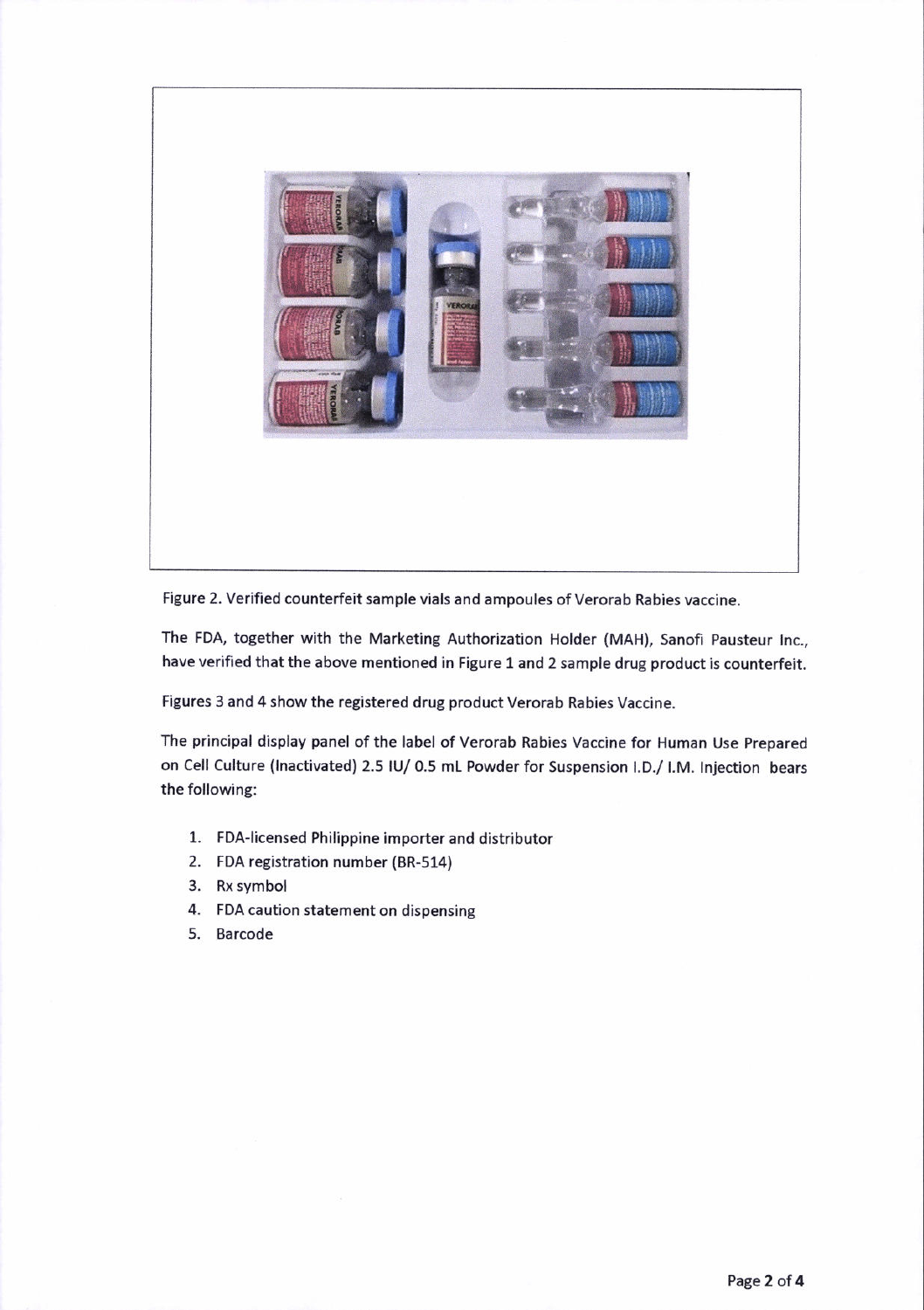Figure 2. Verified counterfeit sample vials and ampoules of Verorab Rabies vaccine.

The FDA, together with the Marketing Authorization Holder (MAH), Sanofi Pausteur Inc., have verified that the above mentioned in Figure 1 and 2 sample drug product is counterfeit.

Figures 3 and 4 show the registered drug product Verorab Rabies Vaccine.

The principal display panel of the label of Verorab Rabies Vaccine for Human Use Prepared on Cell Culture (Inactivated) 2.5 IU/ 0.5 mL Powder for Suspension I.D./ I.M. Injection bears the following:

1. FDA-licensed Philippine importer and distributor
2. FDA registration number (BR-514)
3. Rx symbol
4. FDA caution statement on dispensing
5. Barcode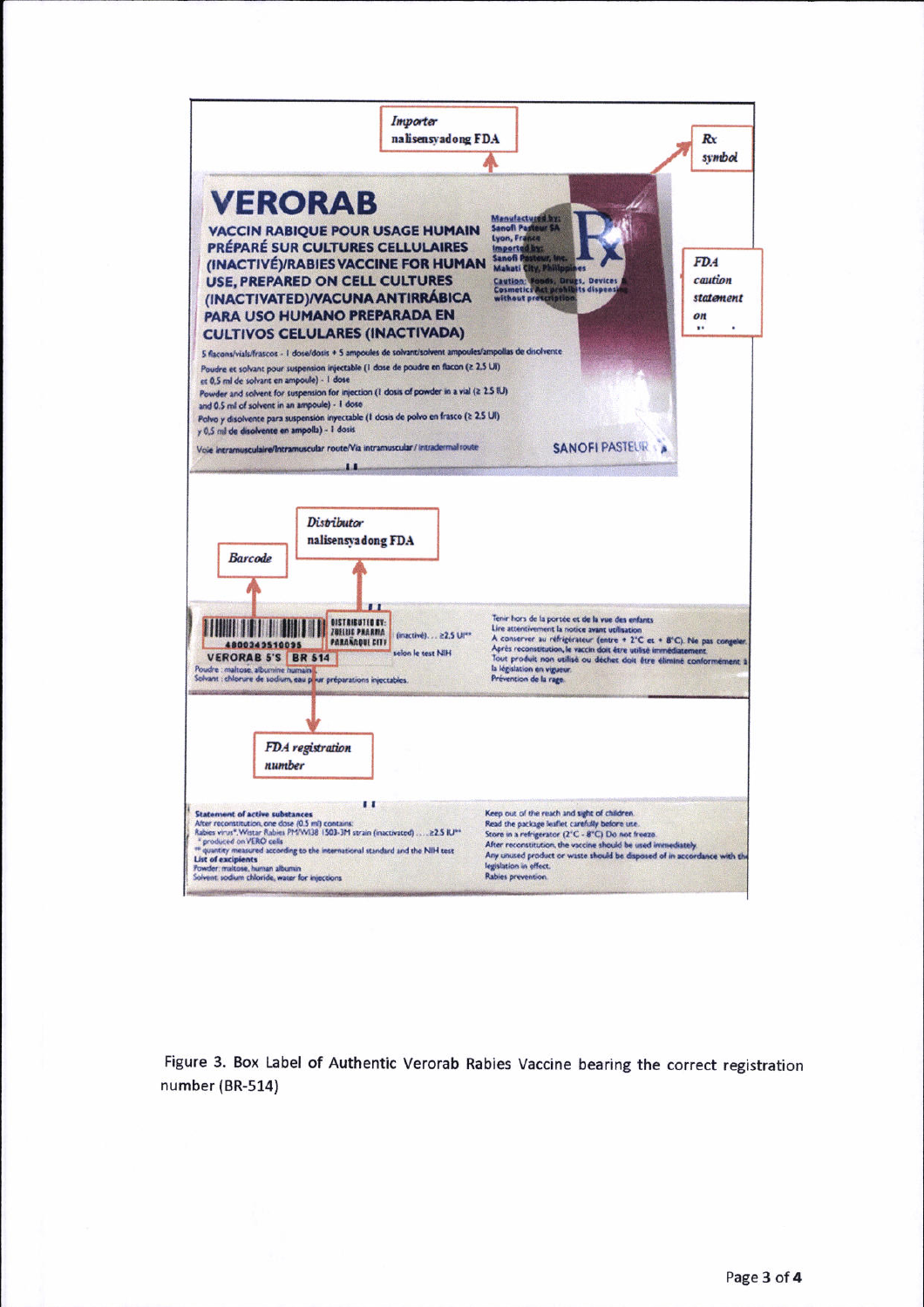Importer
nalisensyadong FDA

Rx
symbol

FDA
caution
statement
on

**VERORAB**

**VACCIN RABIQUE POUR USAGE HUMAIN PRÉPARÉ SUR CULTURES CELLULAIRES (INACTIVÉ)/RABIES VACCINE FOR HUMAN USE, PREPARED ON CELL CULTURES (INACTIVATED)/VACUNA ANTIRRÁBICA PARA USO HUMANO PREPARADA EN CULTIVOS CELULARES (INACTIVADA)**

Manufactured by:
Sanofi Pasteur SA
Lyon, France
Imported by:
Sanofi Pasteur, Inc.
Makati City, Philippines

Caution: Foods, Drugs, Devices & Cosmetics Act prohibits dispensing without prescription.

5 flacons/vials/frascos - 1 dose/dosis + 5 ampoules de solvant/solvent ampoules/ampollas de disolvente

Poudre et solvant pour suspension injectable (1 dose de poudre en flacon (≥ 2,5 UI) et 0,5 ml de solvant en ampoule) - 1 dose

Powder and solvent for suspension for injection (1 dosis of powder in a vial (≥ 2.5 IU) and 0.5 ml of solvent in an ampoule) - 1 dose

Polvo y disolvente para suspensión inyectable (1 dosis de polvo en frasco (≥ 2,5 UI) y 0,5 ml de disolvente en ampolla) - 1 dosis

Voie intramusculaire/Intramuscular route/Vía intramuscular / intradermal route

SANOFI PASTEUR

Distributor
nalisensyadong FDA

Barcode

4800343510095
VERORAB 5'S BR 514

DISTRIBUTED BY:
ZUELLIG PHARMA
PARAÑAQUE CITY

(inactivé) . . . ≥2,5 UI**
selon le test NIH

Poudre : maltose, albumine humaine
Solvant : chlorure de sodium, eau pour préparations injectables.

Tenir hors de la portée et de la vue des enfants
Lire attentivement la notice avant utilisation
A conserver au réfrigérateur (entre + 2°C et + 8°C). Ne pas congeler.
Après reconstitution, le vaccin doit être utilisé immédiatement.
Tout produit non utilisé ou déchet doit être éliminé conformément à la législation en vigueur.
Prévention de la rage.

FDA registration
number

**Statement of active substances**
After reconstitution, one dose (0.5 ml) contains:
Rabies virus*, Wistar Rabies PM/WI38 1503-3M strain (inactivated) . . . ≥2.5 IU**
* produced on VERO cells
** quantity measured according to the international standard and the NIH test
**List of excipients**
Powder: maltose, human albumin
Solvent: sodium chloride, water for injections

Keep out of the reach and sight of children.
Read the package leaflet carefully before use.
Store in a refrigerator (2°C - 8°C) Do not freeze.
After reconstitution, the vaccine should be used immediately.
Any unused product or waste should be disposed of in accordance with the legislation in effect.
Rabies prevention.

Figure 3. Box Label of Authentic Verorab Rabies Vaccine bearing the correct registration number (BR-514)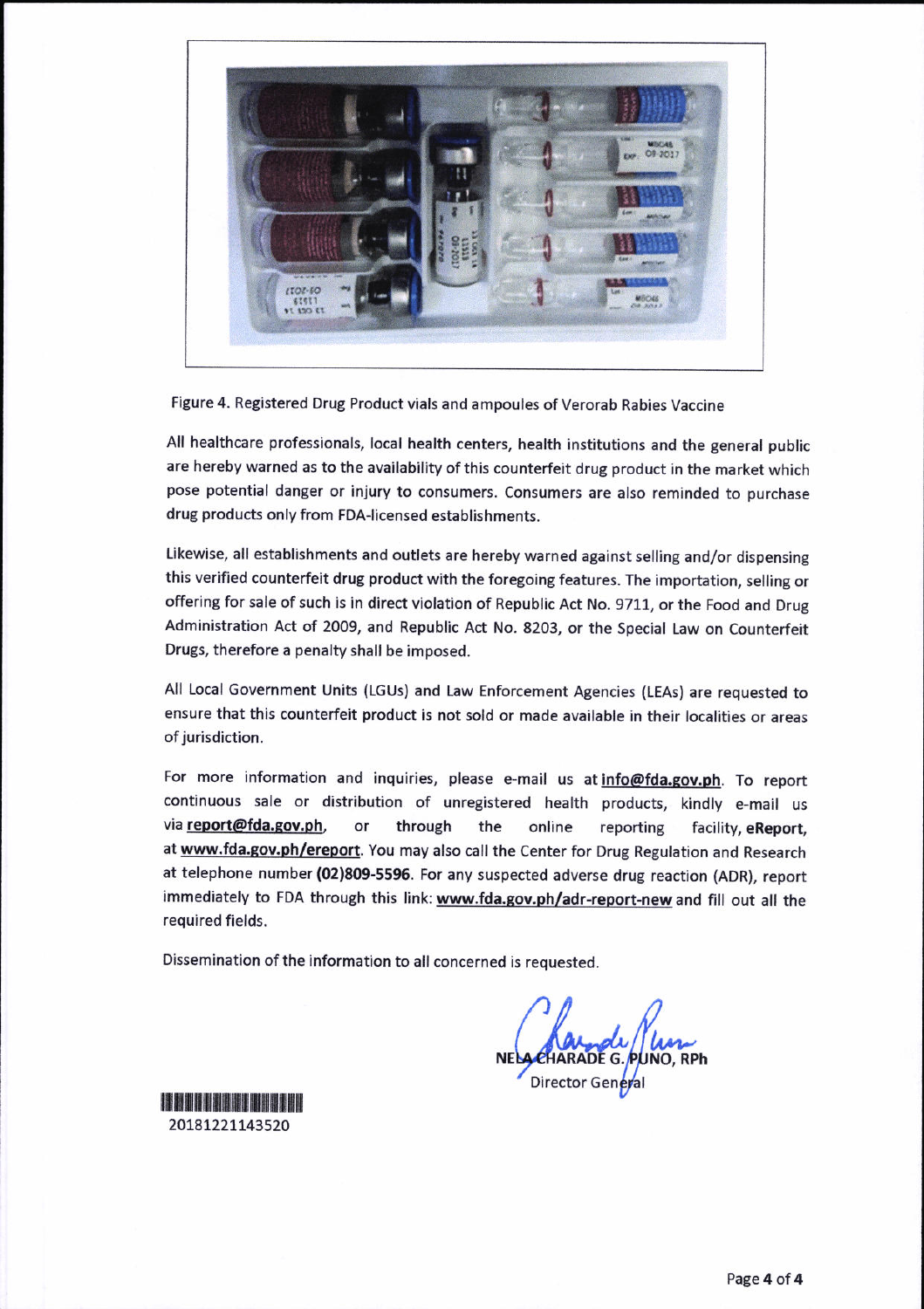Figure 4. Registered Drug Product vials and ampoules of Verorab Rabies Vaccine

All healthcare professionals, local health centers, health institutions and the general public are hereby warned as to the availability of this counterfeit drug product in the market which pose potential danger or injury to consumers. Consumers are also reminded to purchase drug products only from FDA-licensed establishments.

Likewise, all establishments and outlets are hereby warned against selling and/or dispensing this verified counterfeit drug product with the foregoing features. The importation, selling or offering for sale of such is in direct violation of Republic Act No. 9711, or the Food and Drug Administration Act of 2009, and Republic Act No. 8203, or the Special Law on Counterfeit Drugs, therefore a penalty shall be imposed.

All Local Government Units (LGUs) and Law Enforcement Agencies (LEAs) are requested to ensure that this counterfeit product is not sold or made available in their localities or areas of jurisdiction.

For more information and inquiries, please e-mail us at **info@fda.gov.ph**. To report continuous sale or distribution of unregistered health products, kindly e-mail us via **report@fda.gov.ph**, or through the online reporting facility, **eReport**, at **www.fda.gov.ph/ereport**. You may also call the Center for Drug Regulation and Research at telephone number **(02)809-5596**. For any suspected adverse drug reaction (ADR), report immediately to FDA through this link: **www.fda.gov.ph/adr-report-new** and fill out all the required fields.

Dissemination of the information to all concerned is requested.

**NELA CHARADE G. PUNO, RPh**
Director General

20181221143520